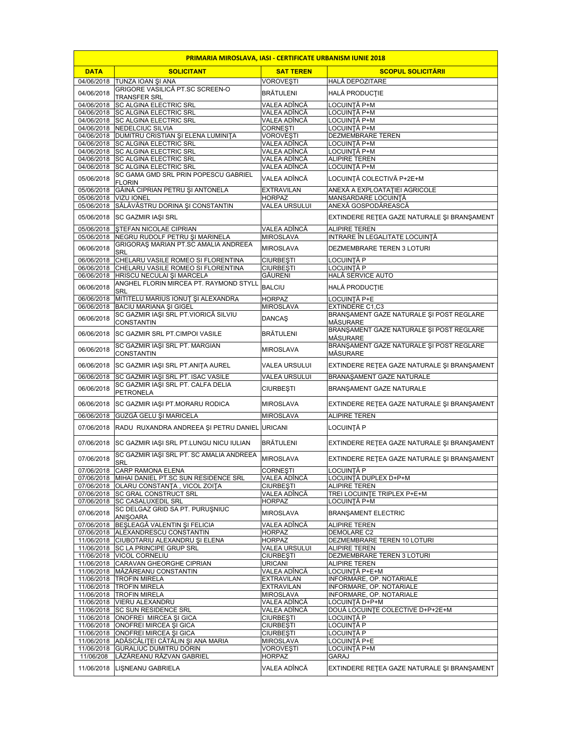# PRIMARIA MIROSLAVA, IASI - CERTIFICATE URBANISM IUNIE 2018

| DATA | SOLICITANT | SAT TEREN | SCOPUL SOLICITĂRII |
|---|---|---|---|
| 04/06/2018 | TUNZA IOAN ŞI ANA | VOROVEŞTI | HALĂ DEPOZITARE |
| 04/06/2018 | GRIGORE VASILICĂ PT.SC SCREEN-O TRANSFER SRL | BRĂTULENI | HALĂ PRODUCŢIE |
| 04/06/2018 | SC ALGINA ELECTRIC SRL | VALEA ADÎNCĂ | LOCUINŢĂ P+M |
| 04/06/2018 | SC ALGINA ELECTRIC SRL | VALEA ADÎNCĂ | LOCUINŢĂ P+M |
| 04/06/2018 | SC ALGINA ELECTRIC SRL | VALEA ADÎNCĂ | LOCUINŢĂ P+M |
| 04/06/2018 | NEDELCIUC SILVIA | CORNEŞTI | LOCUINŢĂ P+M |
| 04/06/2018 | DUMITRU CRISTIAN ŞI ELENA LUMINIŢA | VOROVEŞTI | DEZMEMBRARE TEREN |
| 04/06/2018 | SC ALGINA ELECTRIC SRL | VALEA ADÎNCĂ | LOCUINŢĂ P+M |
| 04/06/2018 | SC ALGINA ELECTRIC SRL | VALEA ADÎNCĂ | LOCUINŢĂ P+M |
| 04/06/2018 | SC ALGINA ELECTRIC SRL | VALEA ADÎNCĂ | ALIPIRE TEREN |
| 04/06/2018 | SC ALGINA ELECTRIC SRL | VALEA ADÎNCĂ | LOCUINŢĂ P+M |
| 05/06/2018 | SC GAMA GMD SRL PRIN POPESCU GABRIEL FLORIN | VALEA ADÎNCĂ | LOCUINŢĂ COLECTIVĂ P+2E+M |
| 05/06/2018 | GĂINĂ CIPRIAN PETRU ŞI ANTONELA | EXTRAVILAN | ANEXĂ A EXPLOATAŢIEI AGRICOLE |
| 05/06/2018 | VIZU IONEL | HORPAZ | MANSARDARE LOCUINŢĂ |
| 05/06/2018 | SĂLĂVĂSTRU DORINA ŞI CONSTANTIN | VALEA URSULUI | ANEXĂ GOSPODĂREASCĂ |
| 05/06/2018 | SC GAZMIR IAŞI SRL | | EXTINDERE REŢEA GAZE NATURALE ŞI BRANŞAMENT |
| 05/06/2018 | ŞTEFAN NICOLAE CIPRIAN | VALEA ADÎNCĂ | ALIPIRE TEREN |
| 05/06/2018 | NEGRU RUDOLF PETRU ŞI MARINELA | MIROSLAVA | INTRARE ÎN LEGALITATE LOCUINŢĂ |
| 06/06/2018 | GRIGORAŞ MARIAN PT.SC AMALIA ANDREEA SRL | MIROSLAVA | DEZMEMBRARE TEREN 3 LOTURI |
| 06/06/2018 | CHELARU VASILE ROMEO SI FLORENTINA | CIURBEŞTI | LOCUINŢĂ P |
| 06/06/2018 | CHELARU VASILE ROMEO SI FLORENTINA | CIURBEŞTI | LOCUINŢĂ P |
| 06/06/2018 | HRISCU NECULAI ŞI MARCELA | GĂURENI | HALĂ SERVICE AUTO |
| 06/06/2018 | ANGHEL FLORIN MIRCEA PT. RAYMOND STYLL SRL | BALCIU | HALĂ PRODUCŢIE |
| 06/06/2018 | MITITELU MARIUS IONUŢ ŞI ALEXANDRA | HORPAZ | LOCUINŢĂ P+E |
| 06/06/2018 | BACIU MARIANA ŞI GIGEL | MIROSLAVA | EXTINDERE C1,C3 |
| 06/06/2018 | SC GAZMIR IAŞI SRL PT.VIORICĂ SILVIU CONSTANTIN | DANCAŞ | BRANŞAMENT GAZE NATURALE ŞI POST REGLARE MĂSURARE |
| 06/06/2018 | SC GAZMIR SRL PT.CIMPOI VASILE | BRĂTULENI | BRANŞAMENT GAZE NATURALE ŞI POST REGLARE MĂSURARE |
| 06/06/2018 | SC GAZMIR IAŞI SRL PT. MARGIAN CONSTANTIN | MIROSLAVA | BRANŞAMENT GAZE NATURALE ŞI POST REGLARE MĂSURARE |
| 06/06/2018 | SC GAZMIR IAŞI SRL PT.ANIŢA AUREL | VALEA URSULUI | EXTINDERE REŢEA GAZE NATURALE ŞI BRANŞAMENT |
| 06/06/2018 | SC GAZMIR IAŞI SRL PT. ISAC VASILE | VALEA URSULUI | BRANAŞAMENT GAZE NATURALE |
| 06/06/2018 | SC GAZMIR IAŞI SRL PT. CALFA DELIA PETRONELA | CIURBEŞTI | BRANŞAMENT GAZE NATURALE |
| 06/06/2018 | SC GAZMIR IAŞI PT.MORARU RODICA | MIROSLAVA | EXTINDERE REŢEA GAZE NATURALE ŞI BRANŞAMENT |
| 06/06/2018 | GUZGĂ GELU ŞI MARICELA | MIROSLAVA | ALIPIRE TEREN |
| 07/06/2018 | RADU RUXANDRA ANDREEA ŞI PETRU DANIEL | URICANI | LOCUINŢĂ P |
| 07/06/2018 | SC GAZMIR IAŞI SRL PT.LUNGU NICU IULIAN | BRĂTULENI | EXTINDERE REŢEA GAZE NATURALE ŞI BRANŞAMENT |
| 07/06/2018 | SC GAZMIR IAŞI SRL PT. SC AMALIA ANDREEA SRL | MIROSLAVA | EXTINDERE REŢEA GAZE NATURALE ŞI BRANŞAMENT |
| 07/06/2018 | CARP RAMONA ELENA | CORNEŞTI | LOCUINŢĂ P |
| 07/06/2018 | MIHAI DANIEL PT.SC SUN RESIDENCE SRL | VALEA ADÎNCĂ | LOCUINŢĂ DUPLEX D+P+M |
| 07/06/2018 | OLARU CONSTANŢA , VICOL ZOIŢA | CIURBEŞTI | ALIPIRE TEREN |
| 07/06/2018 | SC GRAL CONSTRUCT SRL | VALEA ADÎNCĂ | TREI LOCUINŢE TRIPLEX P+E+M |
| 07/06/2018 | SC CASALUXEDIL SRL | HORPAZ | LOCUINŢĂ P+M |
| 07/06/2018 | SC DELGAZ GRID SA PT. PURUŞNIUC ANIŞOARA | MIROSLAVA | BRANŞAMENT ELECTRIC |
| 07/06/2018 | BEŞLEAGĂ VALENTIN ŞI FELICIA | VALEA ADÎNCĂ | ALIPIRE TEREN |
| 07/06/2018 | ALEXANDRESCU CONSTANTIN | HORPAZ | DEMOLARE C2 |
| 11/06/2018 | CIUBOTARIU ALEXANDRU ŞI ELENA | HORPAZ | DEZMEMBRARE TEREN 10 LOTURI |
| 11/06/2018 | SC LA PRINCIPE GRUP SRL | VALEA URSULUI | ALIPIRE TEREN |
| 11/06/2018 | VICOL CORNELIU | CIURBEŞTI | DEZMEMBRARE TEREN 3 LOTURI |
| 11/06/2018 | CARAVAN GHEORGHE CIPRIAN | URICANI | ALIPIRE TEREN |
| 11/06/2018 | MĂZĂREANU CONSTANTIN | VALEA ADÎNCĂ | LOCUINŢĂ P+E+M |
| 11/06/2018 | TROFIN MIRELA | EXTRAVILAN | INFORMARE, OP. NOTARIALE |
| 11/06/2018 | TROFIN MIRELA | EXTRAVILAN | INFORMARE, OP. NOTARIALE |
| 11/06/2018 | TROFIN MIRELA | MIROSLAVA | INFORMARE, OP. NOTARIALE |
| 11/06/2018 | VIERU ALEXANDRU | VALEA ADÎNCĂ | LOCUINŢĂ D+P+M |
| 11/06/2018 | SC SUN RESIDENCE SRL | VALEA ADÎNCĂ | DOUĂ LOCUINŢE COLECTIVE D+P+2E+M |
| 11/06/2018 | ONOFREI MIRCEA ŞI GICA | CIURBEŞTI | LOCUINŢĂ P |
| 11/06/2018 | ONOFREI MIRCEA ŞI GICA | CIURBEŞTI | LOCUINŢĂ P |
| 11/06/2018 | ONOFREI MIRCEA ŞI GICA | CIURBEŞTI | LOCUINŢĂ P |
| 11/06/2018 | ADĂSCĂLIŢEI CĂTĂLIN ŞI ANA MARIA | MIROSLAVA | LOCUINŢĂ P+E |
| 11/06/2018 | GURALIUC DUMITRU DORIN | VOROVEŞTI | LOCUINŢĂ P+M |
| 11/06/208 | LĂZĂREANU RĂZVAN GABRIEL | HORPAZ | GARAJ |
| 11/06/2018 | LIŞNEANU GABRIELA | VALEA ADÎNCĂ | EXTINDERE REŢEA GAZE NATURALE ŞI BRANŞAMENT |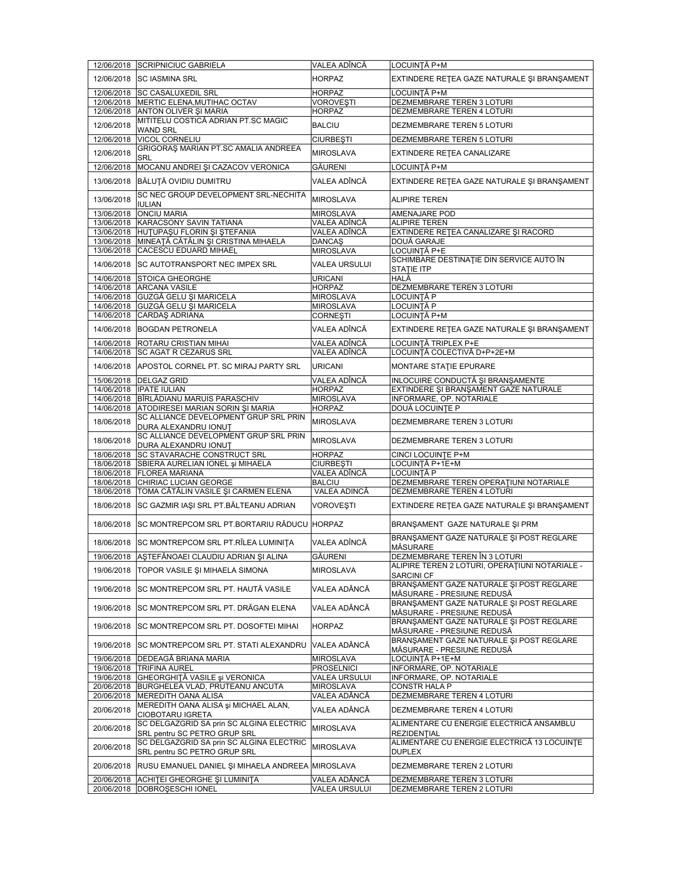| | | | |
|---|---|---|---|
| 12/06/2018 | SCRIPNICIUC GABRIELA | VALEA ADÎNCĂ | LOCUINȚĂ P+M |
| 12/06/2018 | SC IASMINA SRL | HORPAZ | EXTINDERE REȚEA GAZE NATURALE ȘI BRANȘAMENT |
| 12/06/2018 | SC CASALUXEDIL SRL | HORPAZ | LOCUINȚĂ P+M |
| 12/06/2018 | MERTIC ELENA,MUTIHAC OCTAV | VOROVEȘTI | DEZMEMBRARE TEREN 3 LOTURI |
| 12/06/2018 | ANTON OLIVER ȘI MARIA | HORPAZ | DEZMEMBRARE TEREN 4 LOTURI |
| 12/06/2018 | MITITELU COSTICĂ ADRIAN PT.SC MAGIC WAND SRL | BALCIU | DEZMEMBRARE TEREN 5 LOTURI |
| 12/06/2018 | VICOL CORNELIU | CIURBEȘTI | DEZMEMBRARE TEREN 5 LOTURI |
| 12/06/2018 | GRIGORAȘ MARIAN PT.SC AMALIA ANDREEA SRL | MIROSLAVA | EXTINDERE REȚEA CANALIZARE |
| 12/06/2018 | MOCANU ANDREI ȘI CAZACOV VERONICA | GĂURENI | LOCUINȚĂ P+M |
| 13/06/2018 | BĂLUȚĂ OVIDIU DUMITRU | VALEA ADÎNCĂ | EXTINDERE REȚEA GAZE NATURALE ȘI BRANȘAMENT |
| 13/06/2018 | SC NEC GROUP DEVELOPMENT SRL-NECHITA IULIAN | MIROSLAVA | ALIPIRE TEREN |
| 13/06/2018 | ONCIU MARIA | MIROSLAVA | AMENAJARE POD |
| 13/06/2018 | KARACSONY SAVIN TATIANA | VALEA ADÎNCĂ | ALIPIRE TEREN |
| 13/06/2018 | HUȚUPAȘU FLORIN ȘI ȘTEFANIA | VALEA ADÎNCĂ | EXTINDERE REȚEA CANALIZARE ȘI RACORD |
| 13/06/2018 | MINEAȚĂ CĂTĂLIN ȘI CRISTINA MIHAELA | DANCAȘ | DOUĂ GARAJE |
| 13/06/2018 | CACESCU EDUARD MIHAEL | MIROSLAVA | LOCUINȚĂ P+E |
| 14/06/2018 | SC AUTOTRANSPORT NEC IMPEX SRL | VALEA URSULUI | SCHIMBARE DESTINAȚIE DIN SERVICE AUTO ÎN STAȚIE ITP |
| 14/06/2018 | STOICA GHEORGHE | URICANI | HALĂ |
| 14/06/2018 | ARCANA VASILE | HORPAZ | DEZMEMBRARE TEREN 3 LOTURI |
| 14/06/2018 | GUZGĂ GELU ȘI MARICELA | MIROSLAVA | LOCUINȚĂ P |
| 14/06/2018 | GUZGĂ GELU ȘI MARICELA | MIROSLAVA | LOCUINȚĂ P |
| 14/06/2018 | CARDAȘ ADRIANA | CORNEȘTI | LOCUINȚĂ P+M |
| 14/06/2018 | BOGDAN PETRONELA | VALEA ADÎNCĂ | EXTINDERE REȚEA GAZE NATURALE ȘI BRANȘAMENT |
| 14/06/2018 | ROTARU CRISTIAN MIHAI | VALEA ADÎNCĂ | LOCUINȚĂ TRIPLEX P+E |
| 14/06/2018 | SC AGAT R CEZARUS SRL | VALEA ADÎNCĂ | LOCUINȚĂ COLECTIVĂ D+P+2E+M |
| 14/06/2018 | APOSTOL CORNEL PT. SC MIRAJ PARTY SRL | URICANI | MONTARE STAȚIE EPURARE |
| 15/06/2018 | DELGAZ GRID | VALEA ADÎNCĂ | INLOCUIRE CONDUCTĂ ȘI BRANȘAMENTE |
| 14/06/2018 | IPATE IULIAN | HORPAZ | EXTINDERE ȘI BRANȘAMENT GAZE NATURALE |
| 14/06/2018 | BÎRLĂDIANU MARUIS PARASCHIV | MIROSLAVA | INFORMARE, OP. NOTARIALE |
| 14/06/2018 | ATODIRESEI MARIAN SORIN ȘI MARIA | HORPAZ | DOUĂ LOCUINȚE P |
| 18/06/2018 | SC ALLIANCE DEVELOPMENT GRUP SRL PRIN DURA ALEXANDRU IONUȚ | MIROSLAVA | DEZMEMBRARE TEREN 3 LOTURI |
| 18/06/2018 | SC ALLIANCE DEVELOPMENT GRUP SRL PRIN DURA ALEXANDRU IONUȚ | MIROSLAVA | DEZMEMBRARE TEREN 3 LOTURI |
| 18/06/2018 | SC STAVARACHE CONSTRUCT SRL | HORPAZ | CINCI LOCUINȚE P+M |
| 18/06/2018 | SBIERA AURELIAN IONEL și MIHAELA | CIURBEȘTI | LOCUINȚĂ P+1E+M |
| 18/06/2018 | FLOREA MARIANA | VALEA ADÎNCĂ | LOCUINȚĂ P |
| 18/06/2018 | CHIRIAC LUCIAN GEORGE | BALCIU | DEZMEMBRARE TEREN OPERAȚIUNI NOTARIALE |
| 18/06/2018 | TOMA CĂTĂLIN VASILE ȘI CARMEN ELENA | VALEA ADINCĂ | DEZMEMBRARE TEREN 4 LOTURI |
| 18/06/2018 | SC GAZMIR IAȘI SRL PT.BĂLTEANU ADRIAN | VOROVEȘTI | EXTINDERE REȚEA GAZE NATURALE ȘI BRANȘAMENT |
| 18/06/2018 | SC MONTREPCOM SRL PT.BORTARIU RĂDUCU | HORPAZ | BRANȘAMENT GAZE NATURALE ȘI PRM |
| 18/06/2018 | SC MONTREPCOM SRL PT.RÎLEA LUMINIȚA | VALEA ADÎNCĂ | BRANȘAMENT GAZE NATURALE ȘI POST REGLARE MĂSURARE |
| 19/06/2018 | AȘTEFĂNOAEI CLAUDIU ADRIAN ȘI ALINA | GĂURENI | DEZMEMBRARE TEREN ÎN 3 LOTURI |
| 19/06/2018 | TOPOR VASILE ȘI MIHAELA SIMONA | MIROSLAVA | ALIPIRE TEREN 2 LOTURI, OPERAȚIUNI NOTARIALE - SARCINI CF |
| 19/06/2018 | SC MONTREPCOM SRL PT. HAUTĂ VASILE | VALEA ADÂNCĂ | BRANȘAMENT GAZE NATURALE ȘI POST REGLARE MĂSURARE - PRESIUNE REDUSĂ |
| 19/06/2018 | SC MONTREPCOM SRL PT. DRĂGAN ELENA | VALEA ADÂNCĂ | BRANȘAMENT GAZE NATURALE ȘI POST REGLARE MĂSURARE - PRESIUNE REDUSĂ |
| 19/06/2018 | SC MONTREPCOM SRL PT. DOSOFTEI MIHAI | HORPAZ | BRANȘAMENT GAZE NATURALE ȘI POST REGLARE MĂSURARE - PRESIUNE REDUSĂ |
| 19/06/2018 | SC MONTREPCOM SRL PT. STATI ALEXANDRU | VALEA ADÂNCĂ | BRANȘAMENT GAZE NATURALE ȘI POST REGLARE MĂSURARE - PRESIUNE REDUSĂ |
| 19/06/2018 | DEDEAGĂ BRIANA MARIA | MIROSLAVA | LOCUINȚĂ P+1E+M |
| 19/06/2018 | TRIFINA AUREL | PROSELNICI | INFORMARE, OP. NOTARIALE |
| 19/06/2018 | GHEORGHIȚĂ VASILE și VERONICA | VALEA URSULUI | INFORMARE, OP. NOTARIALE |
| 20/06/2018 | BURGHELEA VLAD, PRUTEANU ANCUTA | MIROSLAVA | CONSTR HALA P |
| 20/06/2018 | MEREDITH OANA ALISA | VALEA ADÂNCĂ | DEZMEMBRARE TEREN 4 LOTURI |
| 20/06/2018 | MEREDITH OANA ALISA și MICHAEL ALAN, CIOBOTARU IGRETA | VALEA ADÂNCĂ | DEZMEMBRARE TEREN 4 LOTURI |
| 20/06/2018 | SC DELGAZGRID SA prin SC ALGINA ELECTRIC SRL pentru SC PETRO GRUP SRL | MIROSLAVA | ALIMENTARE CU ENERGIE ELECTRICĂ ANSAMBLU REZIDENȚIAL |
| 20/06/2018 | SC DELGAZGRID SA prin SC ALGINA ELECTRIC SRL pentru SC PETRO GRUP SRL | MIROSLAVA | ALIMENTARE CU ENERGIE ELECTRICĂ 13 LOCUINȚE DUPLEX |
| 20/06/2018 | RUSU EMANUEL DANIEL ȘI MIHAELA ANDREEA | MIROSLAVA | DEZMEMBRARE TEREN 2 LOTURI |
| 20/06/2018 | ACHIȚEI GHEORGHE ȘI LUMINIȚA | VALEA ADÂNCĂ | DEZMEMBRARE TEREN 3 LOTURI |
| 20/06/2018 | DOBROȘESCHI IONEL | VALEA URSULUI | DEZMEMBRARE TEREN 2 LOTURI |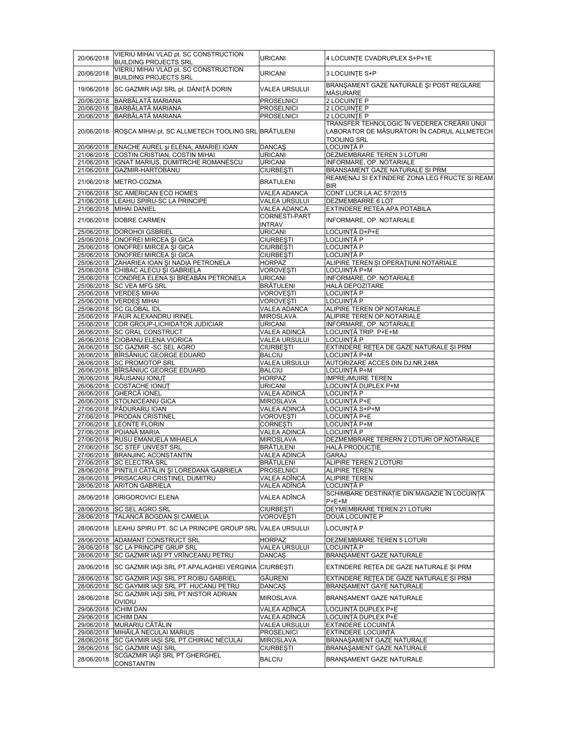| | | | |
|---|---|---|---|
| 20/06/2018 | VIERIU MIHAI VLAD pt. SC CONSTRUCTION BUILDING PROJECTS SRL | URICANI | 4 LOCUINȚE CVADRUPLEX S+P+1E |
| 20/06/2018 | VIERIU MIHAI VLAD pt. SC CONSTRUCTION BUILDING PROJECTS SRL | URICANI | 3 LOCUINȚE S+P |
| 19/06/2018 | SC GAZMIR IAȘI SRL pt. DĂNIȚĂ DORIN | VALEA URSULUI | BRANȘAMENT GAZE NATURALE ȘI POST REGLARE MĂSURARE |
| 20/06/2018 | BARBĂLATĂ MARIANA | PROSELNICI | 2 LOCUINȚE P |
| 20/06/2018 | BARBĂLATĂ MARIANA | PROSELNICI | 2 LOCUINȚE P |
| 20/06/2018 | BARBĂLATĂ MARIANA | PROSELNICI | 2 LOCUINȚE P |
| 20/06/2018 | ROȘCA MIHAI pt. SC ALLMETECH TOOLING SRL | BRĂTULENI | TRANSFER TEHNOLOGIC ÎN VEDEREA CREĂRII UNUI LABORATOR DE MĂSURĂTORI ÎN CADRUL ALLMETECH TOOLING SRL |
| 20/06/2018 | ENACHE AUREL și ELENA, AMARIEI IOAN | DANCAȘ | LOCUINȚĂ P |
| 21/06/2018 | COSTIN CRISTIAN, COSTIN MIHAI | URICANI | DEZMEMBRARE TEREN 3 LOTURI |
| 21/06/2018 | IGNAT MARIUS, DUMITRCHE ROMANESCU | URICANI | INFORMARE, OP. NOTARIALE |
| 21/06/2018 | GAZMIR-HARTOBANU | CIURBEȘTI | BRANSAMENT GAZE NATURALE SI PRM |
| 21/06/2018 | METRO-COZMA | BRATULENI | REAMENAJ SI EXTINDERE ZONA LEG FRUCTE SI REAM BIR |
| 21/06/2018 | SC AMERICAN ECO HOMES | VALEA ADANCA | CONT LUCR LA AC 57/2015 |
| 21/06/2018 | LEAHU SPIRU-SC LA PRINCIPE | VALEA URSULUI | DEZMEMBARRE 6 LOT |
| 21/06/2018 | MIHAI DANIEL | VALEA ADANCA | EXTINDERE RETEA APA POTABILA |
| 21/06/2018 | DOBRE CARMEN | CORNESTI-PART INTRAV | INFORMARE, OP. NOTARIALE |
| 25/06/2018 | DOROHOI GSBRIEL | URICANI | LOCUINȚĂ D+P+E |
| 25/06/2018 | ONOFREI MIRCEA ȘI GICA | CIURBEȘTI | LOCUINȚĂ P |
| 25/06/2018 | ONOFREI MIRCEA ȘI GICA | CIURBEȘTI | LOCUINȚĂ P |
| 25/06/2018 | ONOFREI MIRCEA ȘI GICA | CIURBEȘTI | LOCUINȚĂ P |
| 25/06/2018 | ZAHARIEA IOAN ȘI NADIA PETRONELA | HORPAZ | ALIPIRE TEREN ȘI OPERAȚIUNI NOTARIALE |
| 25/06/2018 | CHIBAC ALECU ȘI GABRIELA | VOROVEȘTI | LOCUINȚĂ P+M |
| 25/06/2018 | CONDREA ELENA ȘI BREABĂN PETRONELA | URICANI | INFORMARE, OP. NOTARIALE |
| 25/06/2018 | SC VEA MFG SRL | BRĂTULENI | HALĂ DEPOZITARE |
| 25/06/2018 | VERDEȘ MIHAI | VOROVEȘTI | LOCUINȚĂ P |
| 25/06/2018 | VERDEȘ MIHAI | VOROVEȘTI | LOCUINȚĂ P |
| 25/06/2018 | SC GLOBAL IDL | VALEA ADANCA | ALIPIRE TEREN OP.NOTARIALE |
| 25/06/2018 | FAUR ALEXANDRU IRINEL | MIROSLAVA | ALIPIRE TEREN OP.NOTARIALE |
| 25/06/2018 | CDR GROUP-LICHIDATOR JUDICIAR | URICANI | INFORMARE, OP. NOTARIALE |
| 26/06/2018 | SC GRAL CONSTRUCT | VALEA ADINCĂ | LOCUINȚĂ TRIP. P+E+M |
| 26/06/2018 | CIOBANU ELENA VIORICA | VALEA URSULUI | LOCUINȚĂ P |
| 26/06/2018 | SC GAZMIR -SC SEL AGRO | CIURBEȘTI | EXTINDERE REȚEA DE GAZE NATURALE ȘI PRM |
| 26/06/2018 | BÎRSĂNIUC GEORGE EDUARD | BALCIU | LOCUINȚĂ P+M |
| 26/06/2018 | SC PROMOTOP SRL | VALEA URSULUI | AUTORIZARE ACCES DIN DJ.NR.248A |
| 26/06/2018 | BÎRSĂNIUC GEORGE EDUARD | BALCIU | LOCUINȚĂ P+M |
| 26/06/2018 | RĂUSANU IONUȚ | HORPAZ | IMPREJMUIRE TEREN |
| 26/06/2018 | COSTACHE IONUȚ | URICANI | LOCUINȚĂ DUPLEX.P+M |
| 26/06/2018 | GHERCĂ IONEL | VALEA ADINCĂ | LOCUINȚĂ P |
| 26/06/2018 | STOLNICEANU GICA | MIROSLAVA | LOCUINȚĂ P+E |
| 27/06/2018 | PĂDURARU IOAN | VALEA ADINCĂ | LOCUINȚĂ S+P+M |
| 27/06/2018 | PRODAN CRISTINEL | VOROVEȘTI | LOCUINȚĂ P+E |
| 27/06/2018 | LEONTE FLORIN | CORNEȘTI | LOCUINȚĂ P+M |
| 27/06/2018 | POIANĂ MARIA | VALEA ADINCĂ | LOCUINȚĂ P |
| 27/06/2018 | RUSU EMANUELA MIHAELA | MIROSLAVA | DEZMEMBRARE TERERN 2 LOTURI OP.NOTARIALE |
| 27/06/2018 | SC STEF UNVEST SRL | BRĂTULENI | HALĂ PRODUCȚIE |
| 27/06/2018 | BRANJINC ACONSTANTIN | VALEA ADINCĂ | GARAJ |
| 27/06/2018 | SC ELECTRA SRL | BRĂTULENI | ALIPIRE TEREN 2 LOTURI |
| 28/06/2018 | PINTILII CĂTĂLIN ȘI LOREDANA GABRIELA | PROSELNICI | ALIPIRE TEREN |
| 28/06/2018 | PRISACARU CRISTINEL DUMITRU | VALEA ADÎNCĂ | ALIPIRE TEREN |
| 28/06/2018 | ARITON GABRIELA | VALEA ADÎNCĂ | LOCUINȚĂ P |
| 28/06/2018 | GRIGOROVICI ELENA | VALEA ADÎNCĂ | SCHIMBARE DESTINAȚIE DIN MAGAZIE ÎN LOCUINȚĂ P+E+M |
| 28/06/2018 | SC SEL AGRO SRL | CIURBEȘTI | DEYMEMBRARE TEREN 21 LOTURI |
| 28/06/2018 | TALANCĂ BOGDAN ȘI CAMELIA | VOROVEȘTI | DOUĂ LOCUINȚE P |
| 28/06/2018 | LEAHU SPIRU PT. SC LA PRINCIPE GROUP SRL | VALEA URSULUI | LOCUINȚĂ P |
| 28/06/2018 | ADAMANT CONSTRUCT SRL | HORPAZ | DEZMEMBRARE TEREN 5 LOTURI |
| 28/06/2018 | SC LA PRINCIPE GRUP SRL | VALEA URSULUI | LOCUINȚĂ P |
| 28/06/2018 | SC GAZMIR IAȘI PT.VRÎNCEANU PETRU | DANCAȘ | BRANȘAMENT GAZE NATURALE |
| 28/06/2018 | SC GAZMIR IAȘI PT.APALAGHIEI VERGINIA | CIURBEȘTI | EXTINDERE REȚEA DE GAZE NATURALE ȘI PRM |
| 28/06/2018 | SC GAZMIR IAȘI SRL PT.ROIBU GABRIEL | GĂURENI | EXTINDERE REȚEA DE GAZE NATURALE ȘI PRM |
| 28/06/2018 | SC GAYMIR IAȘI SRL PT. HUCANU PETRU | DANCAȘ | BRANȘAMENT GAYE NATURALE |
| 28/06/2018 | SC GAZMIR IAȘI SRL PT.NISTOR ADRIAN OVIDIU | MIROSLAVA | BRANȘAMENT GAZE NATURALE |
| 29/06/2018 | ICHIM DAN | VALEA ADÎNCĂ | LOCUINȚĂ DUPLEX P+E |
| 29/06/2018 | ICHIM DAN | VALEA ADÎNCĂ | LOCUINȚĂ DUPLEX P+E |
| 29/06/2018 | MURARIU CĂTĂLIN | VALEA URSULUI | EXTINDERE LOCUINȚĂ |
| 29/06/2018 | MIHĂILĂ NECULAI MARIUS | PROSELNICI | EXTINDERE LOCUINȚĂ |
| 28/06/2018 | SC GAYMIR IAȘI SRL PT.CHIRIAC NECULAI | MIROSLAVA | BRANAȘAMENT GAZE NATURALE |
| 28/06/2018 | SC GAZMIR IAȘI SRL | CIURBEȘTI | BRANAȘAMENT GAZE NATURALE |
| 28/06/2018 | SCGAZMIR IAȘI SRL PT.GHERGHEL CONSTANTIN | BALCIU | BRANȘAMENT GAZE NATURALE |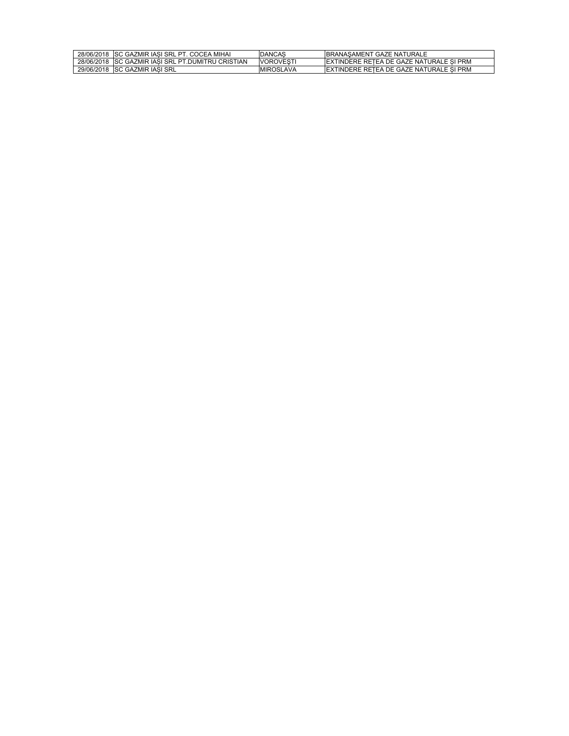| | | | |
|---|---|---|---|
| 28/06/2018 | SC GAZMIR IAȘI SRL PT. COCEA MIHAI | DANCAȘ | BRANAȘAMENT GAZE NATURALE |
| 28/06/2018 | SC GAZMIR IAȘI SRL PT.DUMITRU CRISTIAN | VOROVEȘTI | EXTINDERE REȚEA DE GAZE NATURALE ȘI PRM |
| 29/06/2018 | SC GAZMIR IAȘI SRL | MIROSLAVA | EXTINDERE REȚEA DE GAZE NATURALE ȘI PRM |